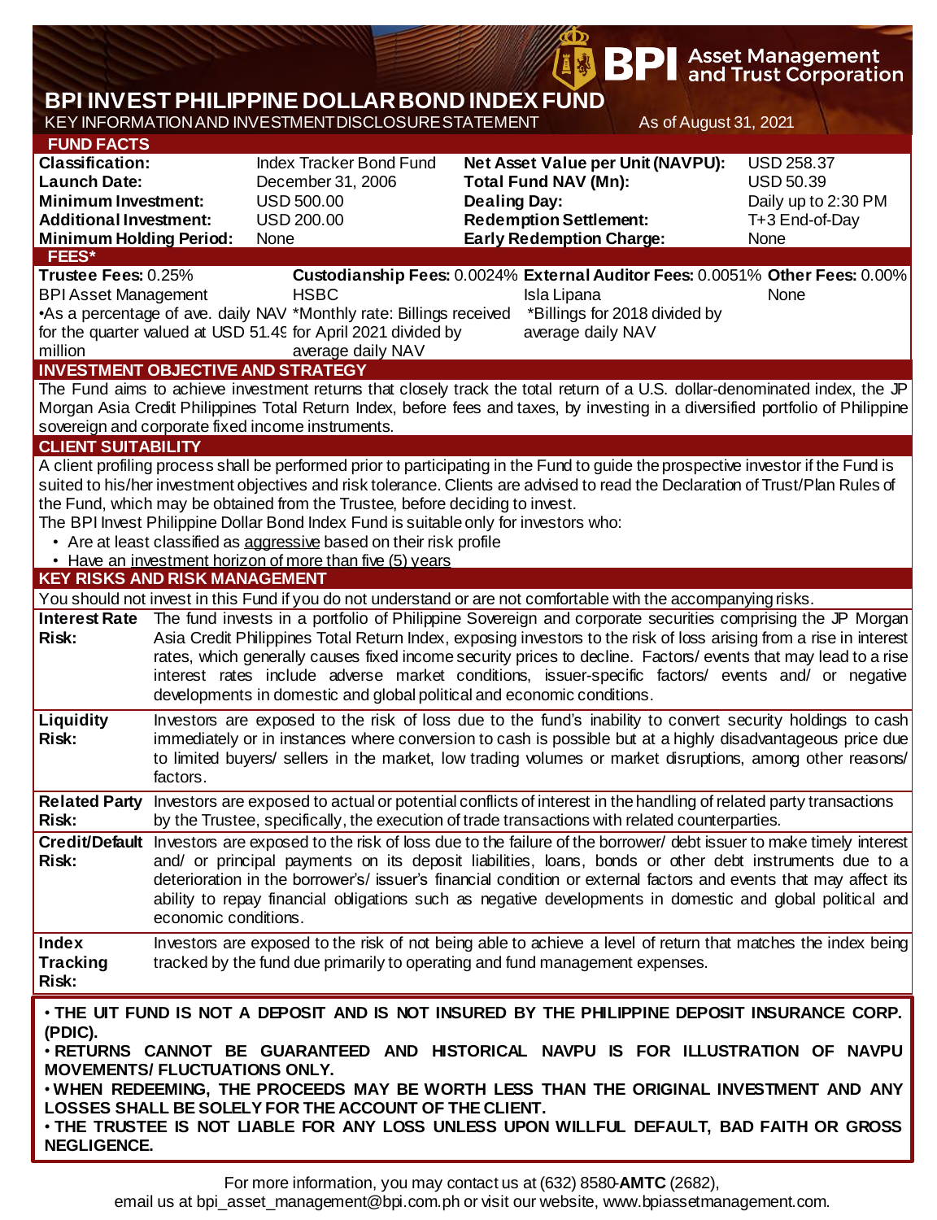BPI Asset Management and Trust Corporation

# BPI INVEST PHILIPPINE DOLLAR BOND INDEX FUND

KEY INFORMATION AND INVESTMENT DISCLOSURE STATEMENT

As of August 31, 2021

## FUND FACTS

| | | | |
|---|---|---|---|
| **Classification:** | Index Tracker Bond Fund | **Net Asset Value per Unit (NAVPU):** | USD 258.37 |
| **Launch Date:** | December 31, 2006 | **Total Fund NAV (Mn):** | USD 50.39 |
| **Minimum Investment:** | USD 500.00 | **Dealing Day:** | Daily up to 2:30 PM |
| **Additional Investment:** | USD 200.00 | **Redemption Settlement:** | T+3 End-of-Day |
| **Minimum Holding Period:** | None | **Early Redemption Charge:** | None |

## FEES*

| **Trustee Fees:** 0.25% | **Custodianship Fees:** 0.0024% | **External Auditor Fees:** 0.0051% | **Other Fees:** 0.00% |
|---|---|---|---|
| BPI Asset Management | HSBC | Isla Lipana | None |
| •As a percentage of ave. daily NAV for the quarter valued at USD 51.49 million | *Monthly rate: Billings received for April 2021 divided by average daily NAV | *Billings for 2018 divided by average daily NAV | |

## INVESTMENT OBJECTIVE AND STRATEGY

The Fund aims to achieve investment returns that closely track the total return of a U.S. dollar-denominated index, the JP Morgan Asia Credit Philippines Total Return Index, before fees and taxes, by investing in a diversified portfolio of Philippine sovereign and corporate fixed income instruments.

## CLIENT SUITABILITY

A client profiling process shall be performed prior to participating in the Fund to guide the prospective investor if the Fund is suited to his/her investment objectives and risk tolerance. Clients are advised to read the Declaration of Trust/Plan Rules of the Fund, which may be obtained from the Trustee, before deciding to invest.

The BPI Invest Philippine Dollar Bond Index Fund is suitable only for investors who:

- Are at least classified as aggressive based on their risk profile
- Have an investment horizon of more than five (5) years

## KEY RISKS AND RISK MANAGEMENT

You should not invest in this Fund if you do not understand or are not comfortable with the accompanying risks.

| | |
|---|---|
| **Interest Rate Risk:** | The fund invests in a portfolio of Philippine Sovereign and corporate securities comprising the JP Morgan Asia Credit Philippines Total Return Index, exposing investors to the risk of loss arising from a rise in interest rates, which generally causes fixed income security prices to decline. Factors/ events that may lead to a rise interest rates include adverse market conditions, issuer-specific factors/ events and/ or negative developments in domestic and global political and economic conditions. |
| **Liquidity Risk:** | Investors are exposed to the risk of loss due to the fund's inability to convert security holdings to cash immediately or in instances where conversion to cash is possible but at a highly disadvantageous price due to limited buyers/ sellers in the market, low trading volumes or market disruptions, among other reasons/ factors. |
| **Related Party Risk:** | Investors are exposed to actual or potential conflicts of interest in the handling of related party transactions by the Trustee, specifically, the execution of trade transactions with related counterparties. |
| **Credit/Default Risk:** | Investors are exposed to the risk of loss due to the failure of the borrower/ debt issuer to make timely interest and/ or principal payments on its deposit liabilities, loans, bonds or other debt instruments due to a deterioration in the borrower's/ issuer's financial condition or external factors and events that may affect its ability to repay financial obligations such as negative developments in domestic and global political and economic conditions. |
| **Index Tracking Risk:** | Investors are exposed to the risk of not being able to achieve a level of return that matches the index being tracked by the fund due primarily to operating and fund management expenses. |

**• THE UIT FUND IS NOT A DEPOSIT AND IS NOT INSURED BY THE PHILIPPINE DEPOSIT INSURANCE CORP. (PDIC).**

**• RETURNS CANNOT BE GUARANTEED AND HISTORICAL NAVPU IS FOR ILLUSTRATION OF NAVPU MOVEMENTS/ FLUCTUATIONS ONLY.**

**• WHEN REDEEMING, THE PROCEEDS MAY BE WORTH LESS THAN THE ORIGINAL INVESTMENT AND ANY LOSSES SHALL BE SOLELY FOR THE ACCOUNT OF THE CLIENT.**

**• THE TRUSTEE IS NOT LIABLE FOR ANY LOSS UNLESS UPON WILLFUL DEFAULT, BAD FAITH OR GROSS NEGLIGENCE.**

For more information, you may contact us at (632) 8580-**AMTC** (2682), email us at bpi_asset_management@bpi.com.ph or visit our website, www.bpiassetmanagement.com.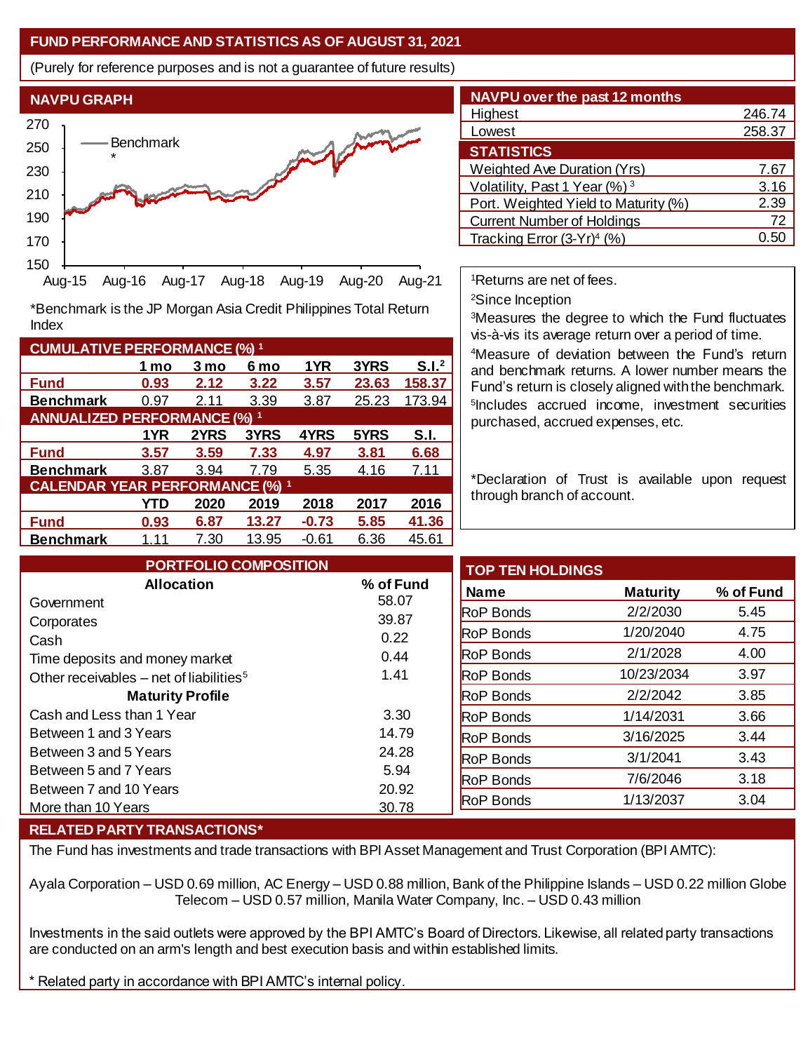## FUND PERFORMANCE AND STATISTICS AS OF AUGUST 31, 2021

(Purely for reference purposes and is not a guarantee of future results)

### NAVPU GRAPH

*Benchmark is the JP Morgan Asia Credit Philippines Total Return Index

### NAVPU over the past 12 months

| | |
|---|---|
| Highest | 246.74 |
| Lowest | 258.37 |

### STATISTICS

| | |
|---|---|
| Weighted Ave Duration (Yrs) | 7.67 |
| Volatility, Past 1 Year (%) [3] | 3.16 |
| Port. Weighted Yield to Maturity (%) | 2.39 |
| Current Number of Holdings | 72 |
| Tracking Error (3-Yr)[4] (%) | 0.50 |

[1]Returns are net of fees.

[2]Since Inception

[3]Measures the degree to which the Fund fluctuates vis-à-vis its average return over a period of time.

[4]Measure of deviation between the Fund's return and benchmark returns. A lower number means the Fund's return is closely aligned with the benchmark.

[5]Includes accrued income, investment securities purchased, accrued expenses, etc.

*Declaration of Trust is available upon request through branch of account.

### CUMULATIVE PERFORMANCE (%) [1]

| | 1 mo | 3 mo | 6 mo | 1YR | 3YRS | S.I.[2] |
|---|---|---|---|---|---|---|
| **Fund** | **0.93** | **2.12** | **3.22** | **3.57** | **23.63** | **158.37** |
| **Benchmark** | 0.97 | 2.11 | 3.39 | 3.87 | 25.23 | 173.94 |

### ANNUALIZED PERFORMANCE (%) [1]

| | 1YR | 2YRS | 3YRS | 4YRS | 5YRS | S.I. |
|---|---|---|---|---|---|---|
| **Fund** | **3.57** | **3.59** | **7.33** | **4.97** | **3.81** | **6.68** |
| **Benchmark** | 3.87 | 3.94 | 7.79 | 5.35 | 4.16 | 7.11 |

### CALENDAR YEAR PERFORMANCE (%) [1]

| | YTD | 2020 | 2019 | 2018 | 2017 | 2016 |
|---|---|---|---|---|---|---|
| **Fund** | **0.93** | **6.87** | **13.27** | **-0.73** | **5.85** | **41.36** |
| **Benchmark** | 1.11 | 7.30 | 13.95 | -0.61 | 6.36 | 45.61 |

### PORTFOLIO COMPOSITION

| Allocation | % of Fund |
|---|---|
| Government | 58.07 |
| Corporates | 39.87 |
| Cash | 0.22 |
| Time deposits and money market | 0.44 |
| Other receivables – net of liabilities[5] | 1.41 |
| **Maturity Profile** | |
| Cash and Less than 1 Year | 3.30 |
| Between 1 and 3 Years | 14.79 |
| Between 3 and 5 Years | 24.28 |
| Between 5 and 7 Years | 5.94 |
| Between 7 and 10 Years | 20.92 |
| More than 10 Years | 30.78 |

### TOP TEN HOLDINGS

| Name | Maturity | % of Fund |
|---|---|---|
| RoP Bonds | 2/2/2030 | 5.45 |
| RoP Bonds | 1/20/2040 | 4.75 |
| RoP Bonds | 2/1/2028 | 4.00 |
| RoP Bonds | 10/23/2034 | 3.97 |
| RoP Bonds | 2/2/2042 | 3.85 |
| RoP Bonds | 1/14/2031 | 3.66 |
| RoP Bonds | 3/16/2025 | 3.44 |
| RoP Bonds | 3/1/2041 | 3.43 |
| RoP Bonds | 7/6/2046 | 3.18 |
| RoP Bonds | 1/13/2037 | 3.04 |

### RELATED PARTY TRANSACTIONS*

The Fund has investments and trade transactions with BPI Asset Management and Trust Corporation (BPI AMTC):

Ayala Corporation – USD 0.69 million, AC Energy – USD 0.88 million, Bank of the Philippine Islands – USD 0.22 million Globe Telecom – USD 0.57 million, Manila Water Company, Inc. – USD 0.43 million

Investments in the said outlets were approved by the BPI AMTC's Board of Directors. Likewise, all related party transactions are conducted on an arm's length and best execution basis and within established limits.

* Related party in accordance with BPI AMTC's internal policy.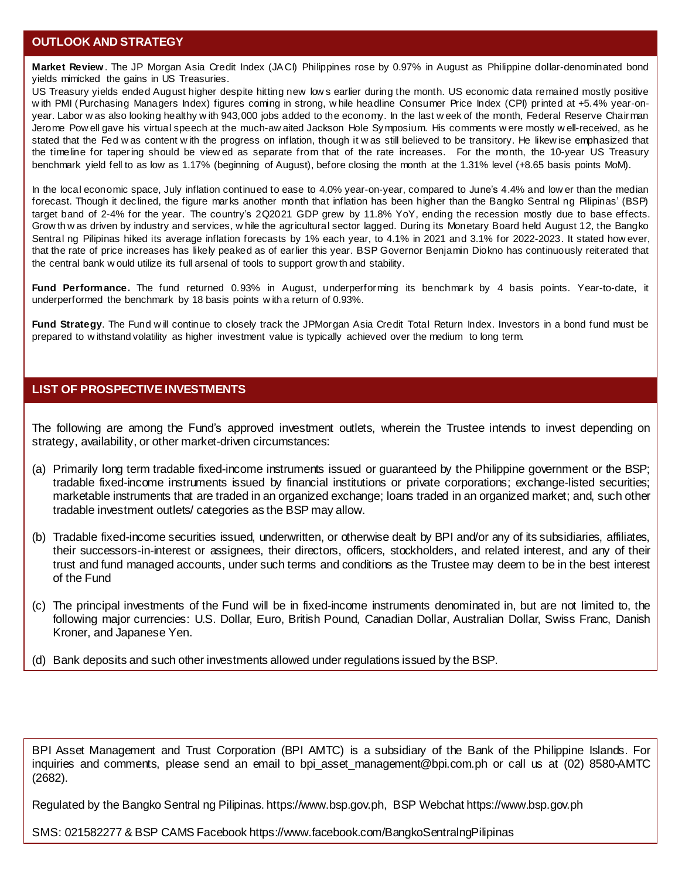## OUTLOOK AND STRATEGY

**Market Review**. The JP Morgan Asia Credit Index (JACI) Philippines rose by 0.97% in August as Philippine dollar-denominated bond yields mimicked the gains in US Treasuries.

US Treasury yields ended August higher despite hitting new lows earlier during the month. US economic data remained mostly positive with PMI (Purchasing Managers Index) figures coming in strong, while headline Consumer Price Index (CPI) printed at +5.4% year-on-year. Labor was also looking healthy with 943,000 jobs added to the economy. In the last week of the month, Federal Reserve Chairman Jerome Powell gave his virtual speech at the much-awaited Jackson Hole Symposium. His comments were mostly well-received, as he stated that the Fed was content with the progress on inflation, though it was still believed to be transitory. He likewise emphasized that the timeline for tapering should be viewed as separate from that of the rate increases. For the month, the 10-year US Treasury benchmark yield fell to as low as 1.17% (beginning of August), before closing the month at the 1.31% level (+8.65 basis points MoM).

In the local economic space, July inflation continued to ease to 4.0% year-on-year, compared to June's 4.4% and lower than the median forecast. Though it declined, the figure marks another month that inflation has been higher than the Bangko Sentral ng Pilipinas' (BSP) target band of 2-4% for the year. The country's 2Q2021 GDP grew by 11.8% YoY, ending the recession mostly due to base effects. Growth was driven by industry and services, while the agricultural sector lagged. During its Monetary Board held August 12, the Bangko Sentral ng Pilipinas hiked its average inflation forecasts by 1% each year, to 4.1% in 2021 and 3.1% for 2022-2023. It stated however, that the rate of price increases has likely peaked as of earlier this year. BSP Governor Benjamin Diokno has continuously reiterated that the central bank would utilize its full arsenal of tools to support growth and stability.

**Fund Performance.** The fund returned 0.93% in August, underperforming its benchmark by 4 basis points. Year-to-date, it underperformed the benchmark by 18 basis points with a return of 0.93%.

**Fund Strategy**. The Fund will continue to closely track the JPMorgan Asia Credit Total Return Index. Investors in a bond fund must be prepared to withstand volatility as higher investment value is typically achieved over the medium to long term.

## LIST OF PROSPECTIVE INVESTMENTS

The following are among the Fund's approved investment outlets, wherein the Trustee intends to invest depending on strategy, availability, or other market-driven circumstances:

(a) Primarily long term tradable fixed-income instruments issued or guaranteed by the Philippine government or the BSP; tradable fixed-income instruments issued by financial institutions or private corporations; exchange-listed securities; marketable instruments that are traded in an organized exchange; loans traded in an organized market; and, such other tradable investment outlets/ categories as the BSP may allow.

(b) Tradable fixed-income securities issued, underwritten, or otherwise dealt by BPI and/or any of its subsidiaries, affiliates, their successors-in-interest or assignees, their directors, officers, stockholders, and related interest, and any of their trust and fund managed accounts, under such terms and conditions as the Trustee may deem to be in the best interest of the Fund

(c) The principal investments of the Fund will be in fixed-income instruments denominated in, but are not limited to, the following major currencies: U.S. Dollar, Euro, British Pound, Canadian Dollar, Australian Dollar, Swiss Franc, Danish Kroner, and Japanese Yen.

(d) Bank deposits and such other investments allowed under regulations issued by the BSP.

BPI Asset Management and Trust Corporation (BPI AMTC) is a subsidiary of the Bank of the Philippine Islands. For inquiries and comments, please send an email to bpi_asset_management@bpi.com.ph or call us at (02) 8580-AMTC (2682).

Regulated by the Bangko Sentral ng Pilipinas. https://www.bsp.gov.ph, BSP Webchat https://www.bsp.gov.ph

SMS: 021582277 & BSP CAMS Facebook https://www.facebook.com/BangkoSentralngPilipinas